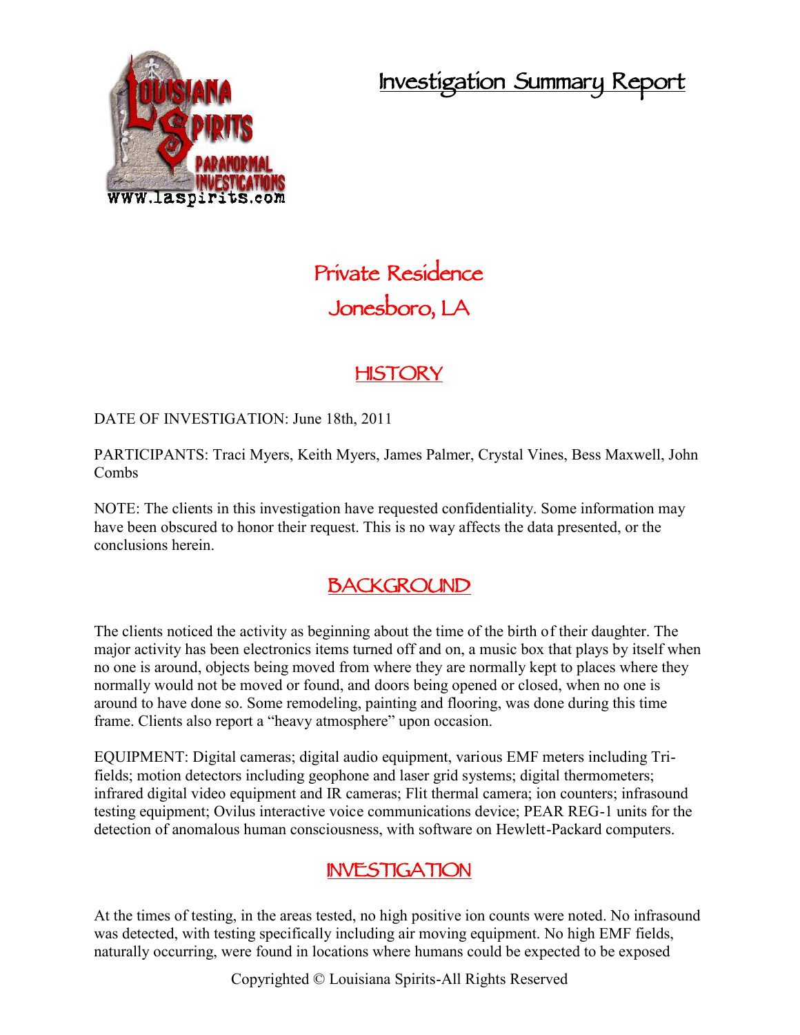# Investigation Summary Report

## Private Residence
## Jonesboro, LA

## HISTORY

DATE OF INVESTIGATION: June 18th, 2011

PARTICIPANTS: Traci Myers, Keith Myers, James Palmer, Crystal Vines, Bess Maxwell, John Combs

NOTE: The clients in this investigation have requested confidentiality. Some information may have been obscured to honor their request. This is no way affects the data presented, or the conclusions herein.

## BACKGROUND

The clients noticed the activity as beginning about the time of the birth of their daughter. The major activity has been electronics items turned off and on, a music box that plays by itself when no one is around, objects being moved from where they are normally kept to places where they normally would not be moved or found, and doors being opened or closed, when no one is around to have done so. Some remodeling, painting and flooring, was done during this time frame. Clients also report a "heavy atmosphere" upon occasion.

EQUIPMENT: Digital cameras; digital audio equipment, various EMF meters including Tri-fields; motion detectors including geophone and laser grid systems; digital thermometers; infrared digital video equipment and IR cameras; Flit thermal camera; ion counters; infrasound testing equipment; Ovilus interactive voice communications device; PEAR REG-1 units for the detection of anomalous human consciousness, with software on Hewlett-Packard computers.

## INVESTIGATION

At the times of testing, in the areas tested, no high positive ion counts were noted. No infrasound was detected, with testing specifically including air moving equipment. No high EMF fields, naturally occurring, were found in locations where humans could be expected to be exposed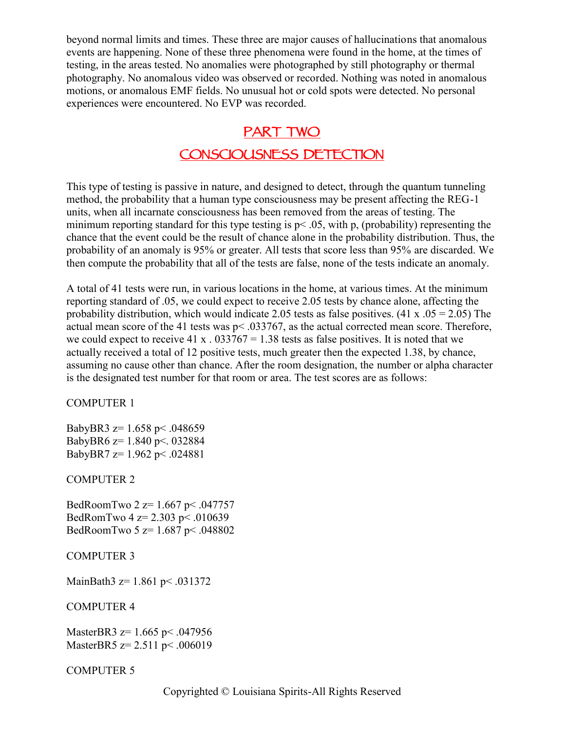beyond normal limits and times. These three are major causes of hallucinations that anomalous events are happening. None of these three phenomena were found in the home, at the times of testing, in the areas tested. No anomalies were photographed by still photography or thermal photography. No anomalous video was observed or recorded. Nothing was noted in anomalous motions, or anomalous EMF fields. No unusual hot or cold spots were detected. No personal experiences were encountered. No EVP was recorded.

## PART TWO

## CONSCIOUSNESS DETECTION

This type of testing is passive in nature, and designed to detect, through the quantum tunneling method, the probability that a human type consciousness may be present affecting the REG-1 units, when all incarnate consciousness has been removed from the areas of testing. The minimum reporting standard for this type testing is $p < .05$, with p, (probability) representing the chance that the event could be the result of chance alone in the probability distribution. Thus, the probability of an anomaly is 95% or greater. All tests that score less than 95% are discarded. We then compute the probability that all of the tests are false, none of the tests indicate an anomaly.

A total of 41 tests were run, in various locations in the home, at various times. At the minimum reporting standard of .05, we could expect to receive 2.05 tests by chance alone, affecting the probability distribution, which would indicate 2.05 tests as false positives. ($41 \times .05 = 2.05$) The actual mean score of the 41 tests was $p < .033767$, as the actual corrected mean score. Therefore, we could expect to receive $41 \times .033767 = 1.38$ tests as false positives. It is noted that we actually received a total of 12 positive tests, much greater then the expected 1.38, by chance, assuming no cause other than chance. After the room designation, the number or alpha character is the designated test number for that room or area. The test scores are as follows:

COMPUTER 1

BabyBR3 $z = 1.658$ $p < .048659$
BabyBR6 $z = 1.840$ $p < .032884$
BabyBR7 $z = 1.962$ $p < .024881$

COMPUTER 2

BedRoomTwo 2 $z = 1.667$ $p < .047757$
BedRomTwo 4 $z = 2.303$ $p < .010639$
BedRoomTwo 5 $z = 1.687$ $p < .048802$

COMPUTER 3

MainBath3 $z = 1.861$ $p < .031372$

COMPUTER 4

MasterBR3 $z = 1.665$ $p < .047956$
MasterBR5 $z = 2.511$ $p < .006019$

COMPUTER 5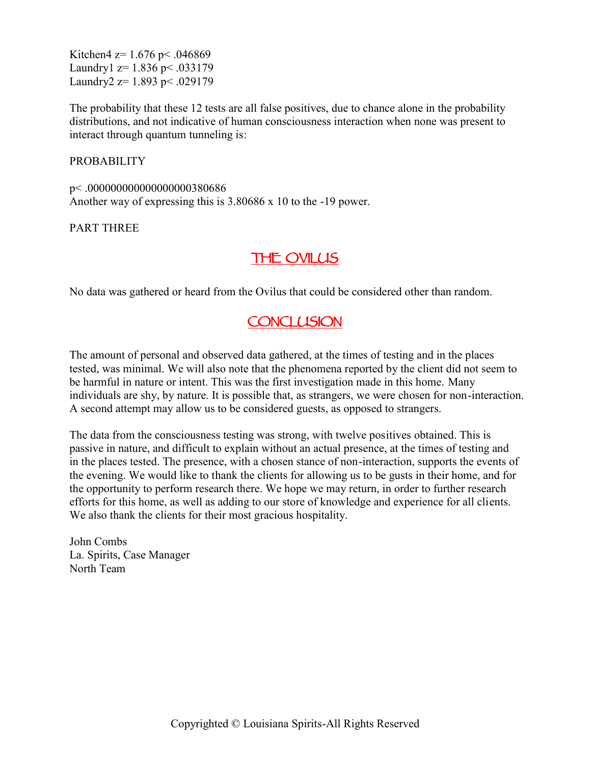Kitchen4 $z= 1.676$ $p< .046869$
Laundry1 $z= 1.836$ $p< .033179$
Laundry2 $z= 1.893$ $p< .029179$

The probability that these 12 tests are all false positives, due to chance alone in the probability distributions, and not indicative of human consciousness interaction when none was present to interact through quantum tunneling is:

PROBABILITY

$p< .000000000000000000380686$
Another way of expressing this is $3.80686 \times 10$ to the $-19$ power.

PART THREE

## THE OVILUS

No data was gathered or heard from the Ovilus that could be considered other than random.

## CONCLUSION

The amount of personal and observed data gathered, at the times of testing and in the places tested, was minimal. We will also note that the phenomena reported by the client did not seem to be harmful in nature or intent. This was the first investigation made in this home. Many individuals are shy, by nature. It is possible that, as strangers, we were chosen for non-interaction. A second attempt may allow us to be considered guests, as opposed to strangers.

The data from the consciousness testing was strong, with twelve positives obtained. This is passive in nature, and difficult to explain without an actual presence, at the times of testing and in the places tested. The presence, with a chosen stance of non-interaction, supports the events of the evening. We would like to thank the clients for allowing us to be gusts in their home, and for the opportunity to perform research there. We hope we may return, in order to further research efforts for this home, as well as adding to our store of knowledge and experience for all clients. We also thank the clients for their most gracious hospitality.

John Combs
La. Spirits, Case Manager
North Team

Copyrighted © Louisiana Spirits-All Rights Reserved